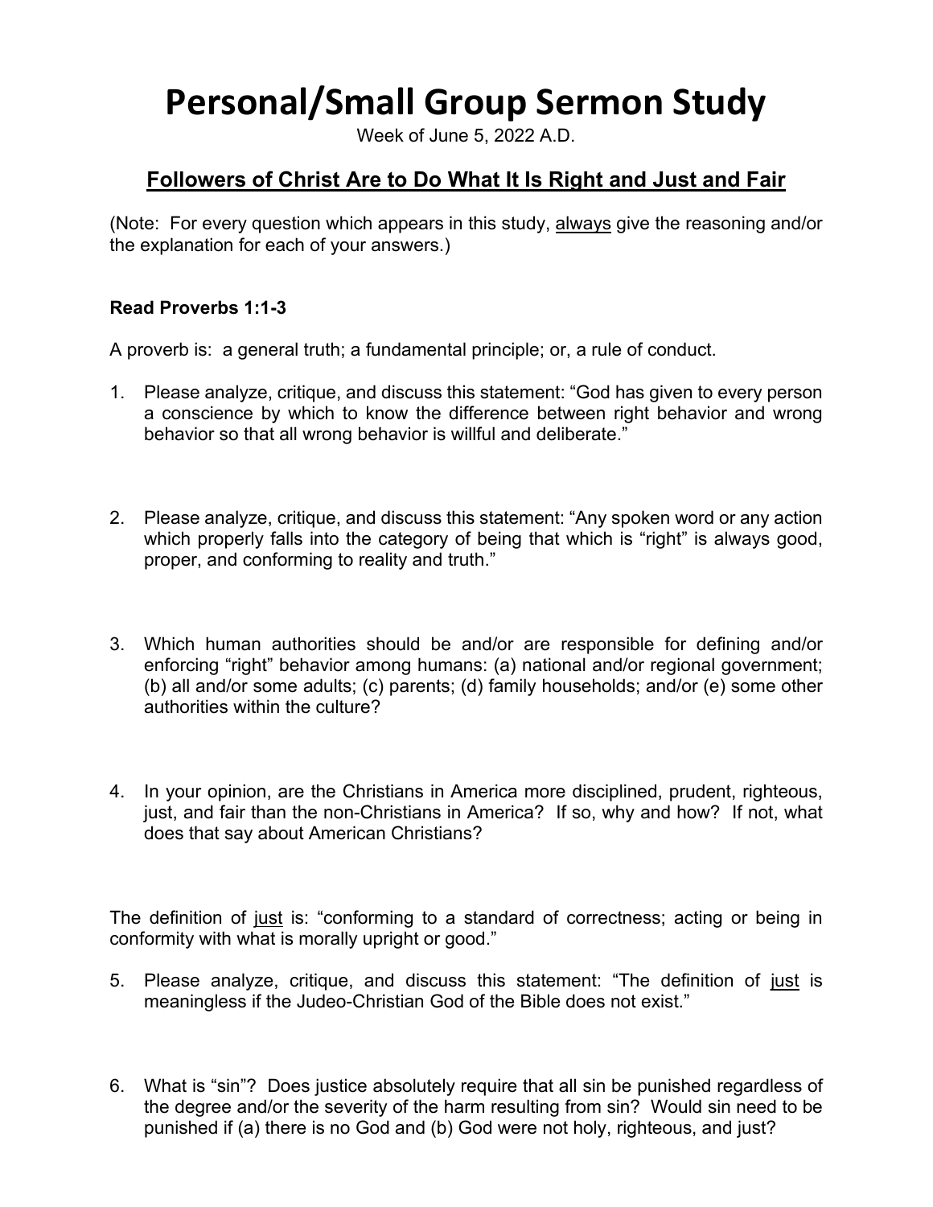# Personal/Small Group Sermon Study

Week of June 5, 2022 A.D.

## Followers of Christ Are to Do What It Is Right and Just and Fair

(Note: For every question which appears in this study, always give the reasoning and/or the explanation for each of your answers.)

**Read Proverbs 1:1-3**

A proverb is: a general truth; a fundamental principle; or, a rule of conduct.

1. Please analyze, critique, and discuss this statement: "God has given to every person a conscience by which to know the difference between right behavior and wrong behavior so that all wrong behavior is willful and deliberate."

2. Please analyze, critique, and discuss this statement: "Any spoken word or any action which properly falls into the category of being that which is "right" is always good, proper, and conforming to reality and truth."

3. Which human authorities should be and/or are responsible for defining and/or enforcing "right" behavior among humans: (a) national and/or regional government; (b) all and/or some adults; (c) parents; (d) family households; and/or (e) some other authorities within the culture?

4. In your opinion, are the Christians in America more disciplined, prudent, righteous, just, and fair than the non-Christians in America? If so, why and how? If not, what does that say about American Christians?

The definition of just is: "conforming to a standard of correctness; acting or being in conformity with what is morally upright or good."

5. Please analyze, critique, and discuss this statement: "The definition of just is meaningless if the Judeo-Christian God of the Bible does not exist."

6. What is "sin"? Does justice absolutely require that all sin be punished regardless of the degree and/or the severity of the harm resulting from sin? Would sin need to be punished if (a) there is no God and (b) God were not holy, righteous, and just?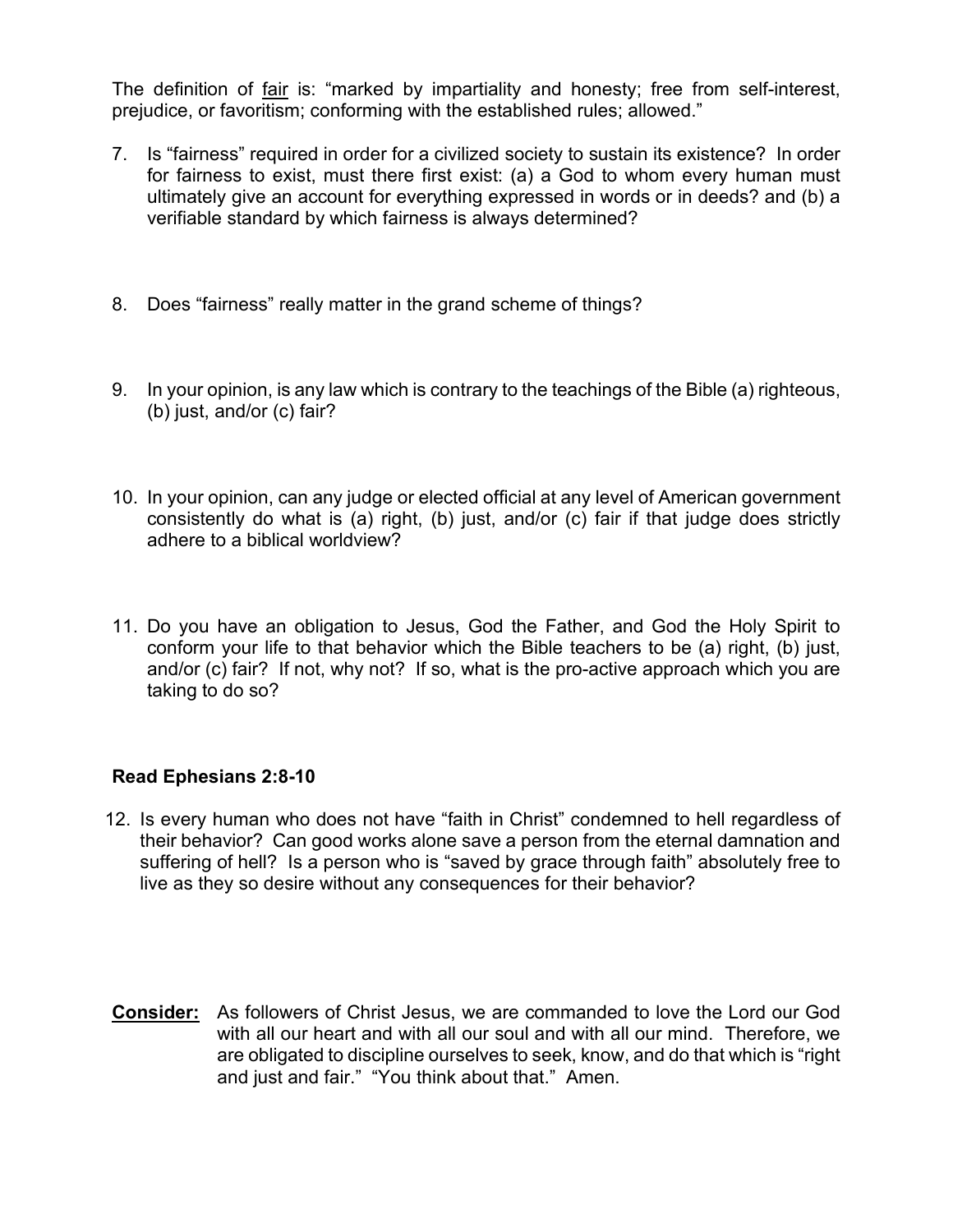The definition of <u>fair</u> is: "marked by impartiality and honesty; free from self-interest, prejudice, or favoritism; conforming with the established rules; allowed."

7. Is "fairness" required in order for a civilized society to sustain its existence? In order for fairness to exist, must there first exist: (a) a God to whom every human must ultimately give an account for everything expressed in words or in deeds? and (b) a verifiable standard by which fairness is always determined?

8. Does "fairness" really matter in the grand scheme of things?

9. In your opinion, is any law which is contrary to the teachings of the Bible (a) righteous, (b) just, and/or (c) fair?

10. In your opinion, can any judge or elected official at any level of American government consistently do what is (a) right, (b) just, and/or (c) fair if that judge does strictly adhere to a biblical worldview?

11. Do you have an obligation to Jesus, God the Father, and God the Holy Spirit to conform your life to that behavior which the Bible teachers to be (a) right, (b) just, and/or (c) fair? If not, why not? If so, what is the pro-active approach which you are taking to do so?

**Read Ephesians 2:8-10**

12. Is every human who does not have "faith in Christ" condemned to hell regardless of their behavior? Can good works alone save a person from the eternal damnation and suffering of hell? Is a person who is "saved by grace through faith" absolutely free to live as they so desire without any consequences for their behavior?

**<u>Consider:</u>** As followers of Christ Jesus, we are commanded to love the Lord our God with all our heart and with all our soul and with all our mind. Therefore, we are obligated to discipline ourselves to seek, know, and do that which is "right and just and fair." "You think about that." Amen.